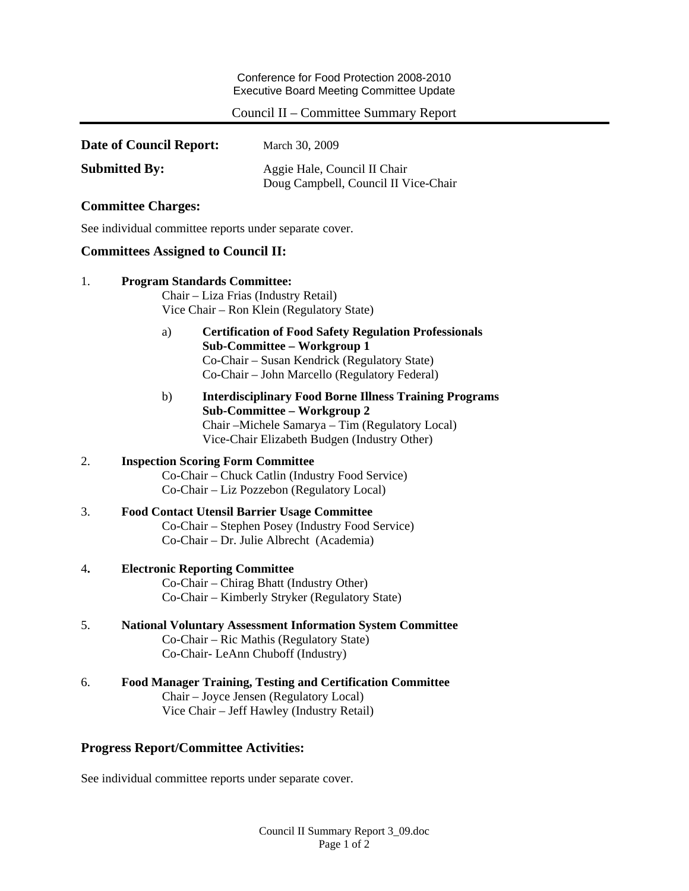Conference for Food Protection 2008-2010
Executive Board Meeting Committee Update

Council II – Committee Summary Report

---

**Date of Council Report:** March 30, 2009

**Submitted By:** Aggie Hale, Council II Chair
Doug Campbell, Council II Vice-Chair

## Committee Charges:

See individual committee reports under separate cover.

## Committees Assigned to Council II:

1. **Program Standards Committee:**
   Chair – Liza Frias (Industry Retail)
   Vice Chair – Ron Klein (Regulatory State)

   a) **Certification of Food Safety Regulation Professionals Sub-Committee – Workgroup 1**
      Co-Chair – Susan Kendrick (Regulatory State)
      Co-Chair – John Marcello (Regulatory Federal)

   b) **Interdisciplinary Food Borne Illness Training Programs Sub-Committee – Workgroup 2**
      Chair –Michele Samarya – Tim (Regulatory Local)
      Vice-Chair Elizabeth Budgen (Industry Other)

2. **Inspection Scoring Form Committee**
   Co-Chair – Chuck Catlin (Industry Food Service)
   Co-Chair – Liz Pozzebon (Regulatory Local)

3. **Food Contact Utensil Barrier Usage Committee**
   Co-Chair – Stephen Posey (Industry Food Service)
   Co-Chair – Dr. Julie Albrecht (Academia)

4. **Electronic Reporting Committee**
   Co-Chair – Chirag Bhatt (Industry Other)
   Co-Chair – Kimberly Stryker (Regulatory State)

5. **National Voluntary Assessment Information System Committee**
   Co-Chair – Ric Mathis (Regulatory State)
   Co-Chair- LeAnn Chuboff (Industry)

6. **Food Manager Training, Testing and Certification Committee**
   Chair – Joyce Jensen (Regulatory Local)
   Vice Chair – Jeff Hawley (Industry Retail)

## Progress Report/Committee Activities:

See individual committee reports under separate cover.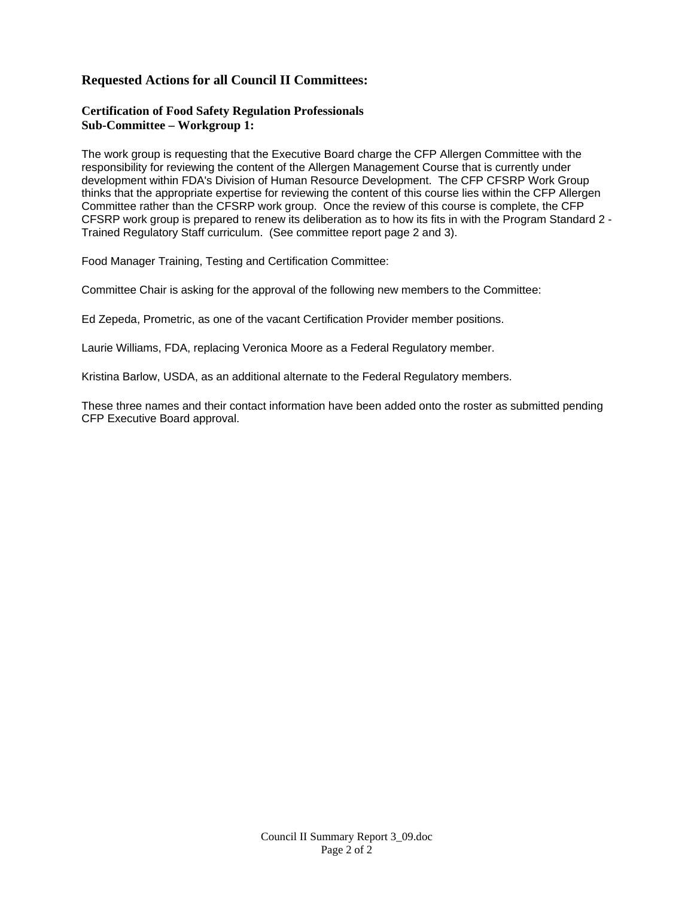## Requested Actions for all Council II Committees:

### Certification of Food Safety Regulation Professionals Sub-Committee – Workgroup 1:

The work group is requesting that the Executive Board charge the CFP Allergen Committee with the responsibility for reviewing the content of the Allergen Management Course that is currently under development within FDA's Division of Human Resource Development. The CFP CFSRP Work Group thinks that the appropriate expertise for reviewing the content of this course lies within the CFP Allergen Committee rather than the CFSRP work group. Once the review of this course is complete, the CFP CFSRP work group is prepared to renew its deliberation as to how its fits in with the Program Standard 2 - Trained Regulatory Staff curriculum. (See committee report page 2 and 3).

Food Manager Training, Testing and Certification Committee:

Committee Chair is asking for the approval of the following new members to the Committee:

Ed Zepeda, Prometric, as one of the vacant Certification Provider member positions.

Laurie Williams, FDA, replacing Veronica Moore as a Federal Regulatory member.

Kristina Barlow, USDA, as an additional alternate to the Federal Regulatory members.

These three names and their contact information have been added onto the roster as submitted pending CFP Executive Board approval.